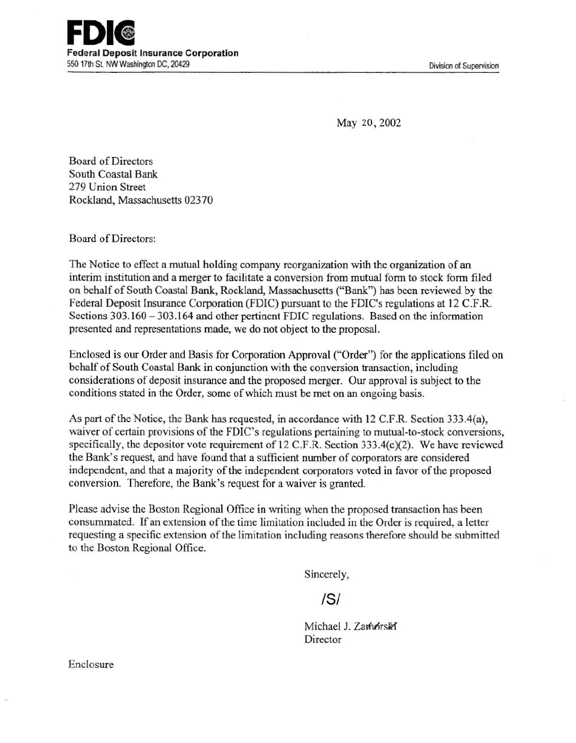**FDIC**
**Federal Deposit Insurance Corporation**
550 17th St. NW Washington DC, 20429

Division of Supervision

May 20, 2002

Board of Directors
South Coastal Bank
279 Union Street
Rockland, Massachusetts 02370

Board of Directors:

The Notice to effect a mutual holding company reorganization with the organization of an interim institution and a merger to facilitate a conversion from mutual form to stock form filed on behalf of South Coastal Bank, Rockland, Massachusetts ("Bank") has been reviewed by the Federal Deposit Insurance Corporation (FDIC) pursuant to the FDIC's regulations at 12 C.F.R. Sections 303.160 – 303.164 and other pertinent FDIC regulations. Based on the information presented and representations made, we do not object to the proposal.

Enclosed is our Order and Basis for Corporation Approval ("Order") for the applications filed on behalf of South Coastal Bank in conjunction with the conversion transaction, including considerations of deposit insurance and the proposed merger. Our approval is subject to the conditions stated in the Order, some of which must be met on an ongoing basis.

As part of the Notice, the Bank has requested, in accordance with 12 C.F.R. Section 333.4(a), waiver of certain provisions of the FDIC's regulations pertaining to mutual-to-stock conversions, specifically, the depositor vote requirement of 12 C.F.R. Section 333.4(c)(2). We have reviewed the Bank's request, and have found that a sufficient number of corporators are considered independent, and that a majority of the independent corporators voted in favor of the proposed conversion. Therefore, the Bank's request for a waiver is granted.

Please advise the Boston Regional Office in writing when the proposed transaction has been consummated. If an extension of the time limitation included in the Order is required, a letter requesting a specific extension of the limitation including reasons therefore should be submitted to the Boston Regional Office.

Sincerely,

/S/

Michael J. Zamorski
Director

Enclosure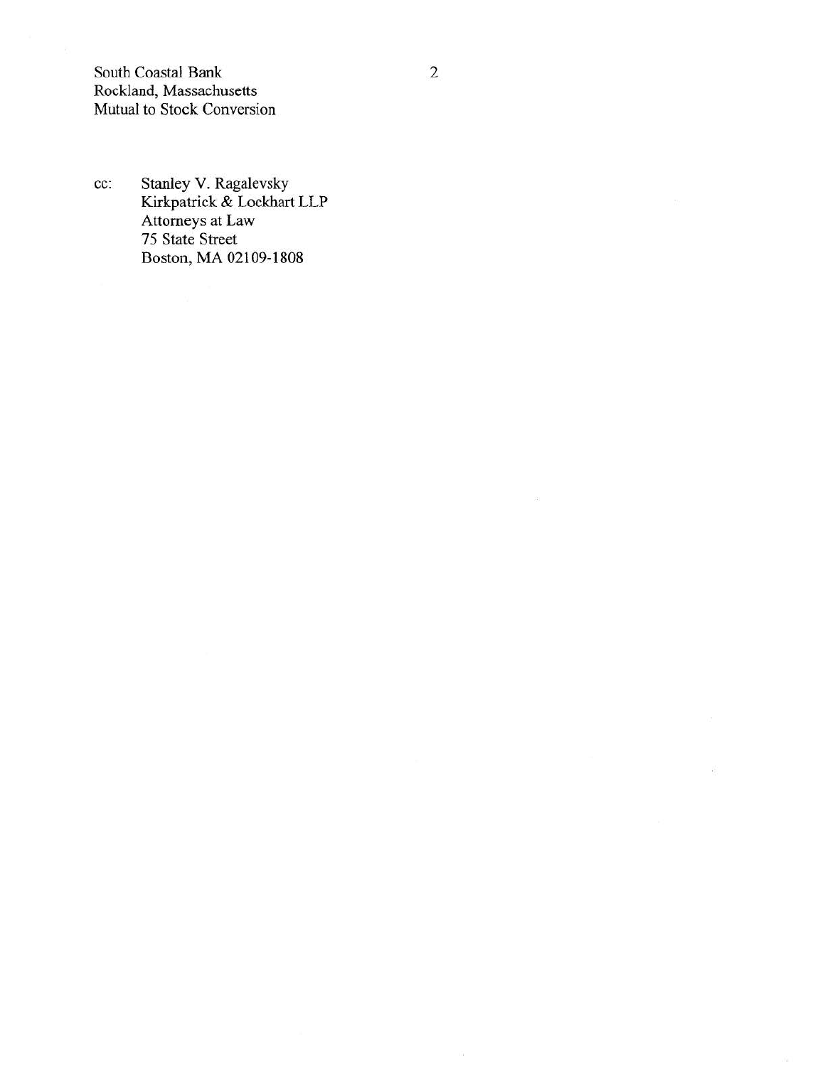cc: Stanley V. Ragalevsky
Kirkpatrick & Lockhart LLP
Attorneys at Law
75 State Street
Boston, MA 02109-1808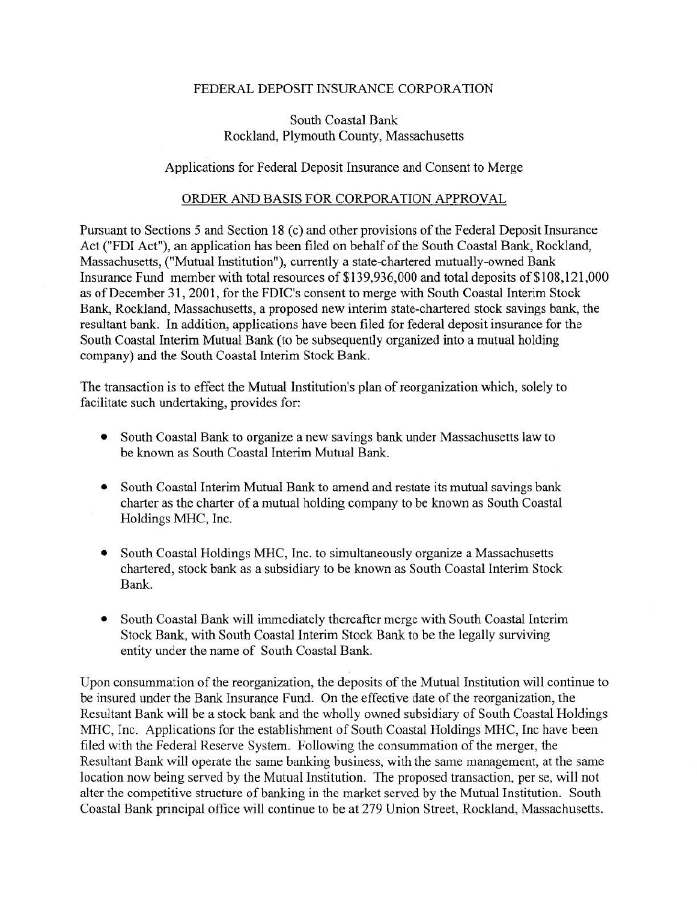FEDERAL DEPOSIT INSURANCE CORPORATION

South Coastal Bank
Rockland, Plymouth County, Massachusetts

Applications for Federal Deposit Insurance and Consent to Merge

ORDER AND BASIS FOR CORPORATION APPROVAL

Pursuant to Sections 5 and Section 18 (c) and other provisions of the Federal Deposit Insurance Act ("FDI Act"), an application has been filed on behalf of the South Coastal Bank, Rockland, Massachusetts, ("Mutual Institution"), currently a state-chartered mutually-owned Bank Insurance Fund member with total resources of $139,936,000 and total deposits of $108,121,000 as of December 31, 2001, for the FDIC's consent to merge with South Coastal Interim Stock Bank, Rockland, Massachusetts, a proposed new interim state-chartered stock savings bank, the resultant bank. In addition, applications have been filed for federal deposit insurance for the South Coastal Interim Mutual Bank (to be subsequently organized into a mutual holding company) and the South Coastal Interim Stock Bank.

The transaction is to effect the Mutual Institution's plan of reorganization which, solely to facilitate such undertaking, provides for:

- South Coastal Bank to organize a new savings bank under Massachusetts law to be known as South Coastal Interim Mutual Bank.
- South Coastal Interim Mutual Bank to amend and restate its mutual savings bank charter as the charter of a mutual holding company to be known as South Coastal Holdings MHC, Inc.
- South Coastal Holdings MHC, Inc. to simultaneously organize a Massachusetts chartered, stock bank as a subsidiary to be known as South Coastal Interim Stock Bank.
- South Coastal Bank will immediately thereafter merge with South Coastal Interim Stock Bank, with South Coastal Interim Stock Bank to be the legally surviving entity under the name of South Coastal Bank.

Upon consummation of the reorganization, the deposits of the Mutual Institution will continue to be insured under the Bank Insurance Fund. On the effective date of the reorganization, the Resultant Bank will be a stock bank and the wholly owned subsidiary of South Coastal Holdings MHC, Inc. Applications for the establishment of South Coastal Holdings MHC, Inc have been filed with the Federal Reserve System. Following the consummation of the merger, the Resultant Bank will operate the same banking business, with the same management, at the same location now being served by the Mutual Institution. The proposed transaction, per se, will not alter the competitive structure of banking in the market served by the Mutual Institution. South Coastal Bank principal office will continue to be at 279 Union Street, Rockland, Massachusetts.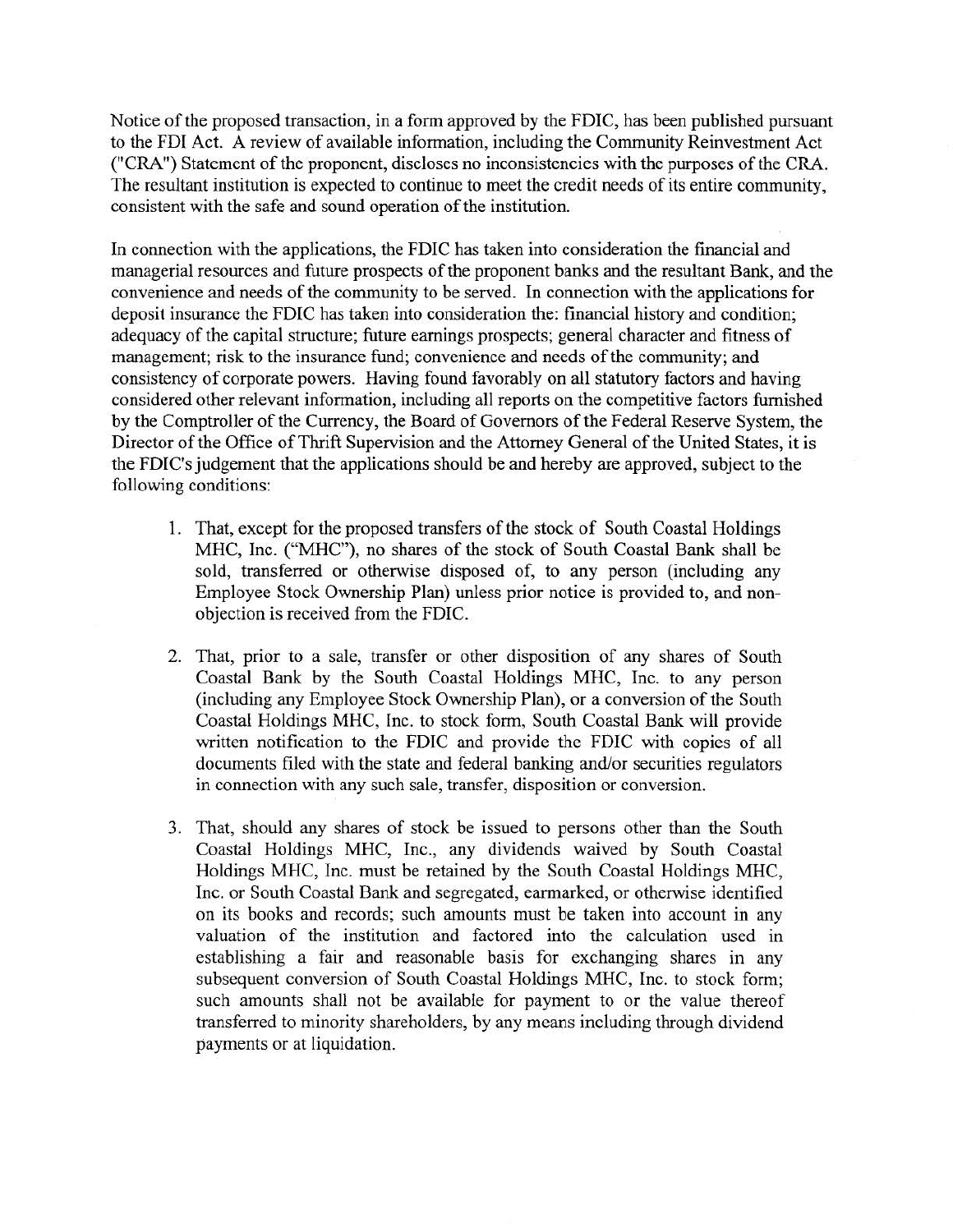Notice of the proposed transaction, in a form approved by the FDIC, has been published pursuant to the FDI Act. A review of available information, including the Community Reinvestment Act ("CRA") Statement of the proponent, discloses no inconsistencies with the purposes of the CRA. The resultant institution is expected to continue to meet the credit needs of its entire community, consistent with the safe and sound operation of the institution.

In connection with the applications, the FDIC has taken into consideration the financial and managerial resources and future prospects of the proponent banks and the resultant Bank, and the convenience and needs of the community to be served. In connection with the applications for deposit insurance the FDIC has taken into consideration the: financial history and condition; adequacy of the capital structure; future earnings prospects; general character and fitness of management; risk to the insurance fund; convenience and needs of the community; and consistency of corporate powers. Having found favorably on all statutory factors and having considered other relevant information, including all reports on the competitive factors furnished by the Comptroller of the Currency, the Board of Governors of the Federal Reserve System, the Director of the Office of Thrift Supervision and the Attorney General of the United States, it is the FDIC's judgement that the applications should be and hereby are approved, subject to the following conditions:

1. That, except for the proposed transfers of the stock of South Coastal Holdings MHC, Inc. ("MHC"), no shares of the stock of South Coastal Bank shall be sold, transferred or otherwise disposed of, to any person (including any Employee Stock Ownership Plan) unless prior notice is provided to, and non-objection is received from the FDIC.

2. That, prior to a sale, transfer or other disposition of any shares of South Coastal Bank by the South Coastal Holdings MHC, Inc. to any person (including any Employee Stock Ownership Plan), or a conversion of the South Coastal Holdings MHC, Inc. to stock form, South Coastal Bank will provide written notification to the FDIC and provide the FDIC with copies of all documents filed with the state and federal banking and/or securities regulators in connection with any such sale, transfer, disposition or conversion.

3. That, should any shares of stock be issued to persons other than the South Coastal Holdings MHC, Inc., any dividends waived by South Coastal Holdings MHC, Inc. must be retained by the South Coastal Holdings MHC, Inc. or South Coastal Bank and segregated, earmarked, or otherwise identified on its books and records; such amounts must be taken into account in any valuation of the institution and factored into the calculation used in establishing a fair and reasonable basis for exchanging shares in any subsequent conversion of South Coastal Holdings MHC, Inc. to stock form; such amounts shall not be available for payment to or the value thereof transferred to minority shareholders, by any means including through dividend payments or at liquidation.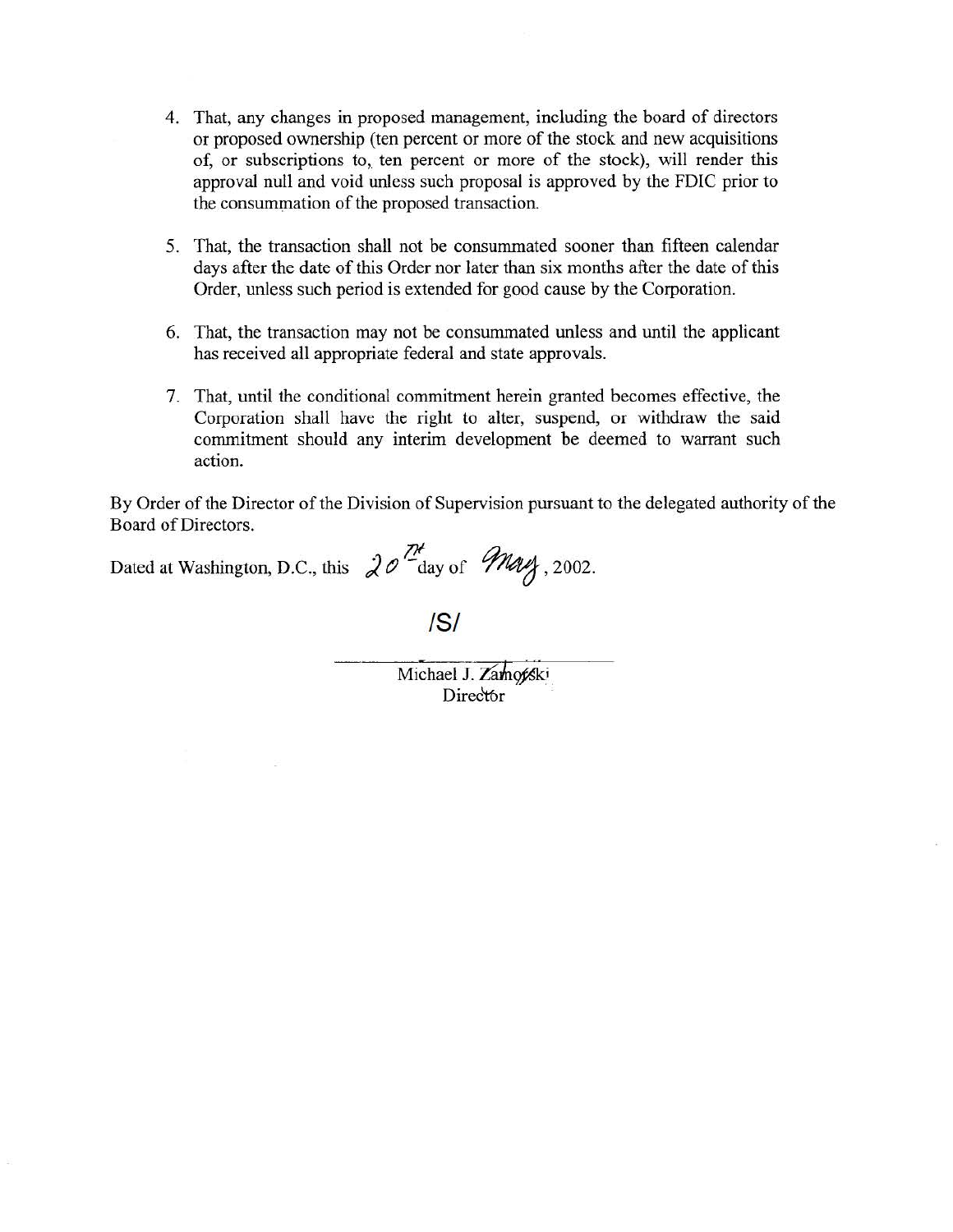4. That, any changes in proposed management, including the board of directors or proposed ownership (ten percent or more of the stock and new acquisitions of, or subscriptions to, ten percent or more of the stock), will render this approval null and void unless such proposal is approved by the FDIC prior to the consummation of the proposed transaction.

5. That, the transaction shall not be consummated sooner than fifteen calendar days after the date of this Order nor later than six months after the date of this Order, unless such period is extended for good cause by the Corporation.

6. That, the transaction may not be consummated unless and until the applicant has received all appropriate federal and state approvals.

7. That, until the conditional commitment herein granted becomes effective, the Corporation shall have the right to alter, suspend, or withdraw the said commitment should any interim development be deemed to warrant such action.

By Order of the Director of the Division of Supervision pursuant to the delegated authority of the Board of Directors.

Dated at Washington, D.C., this 20th day of May, 2002.

/S/

Michael J. Zamorski
Director